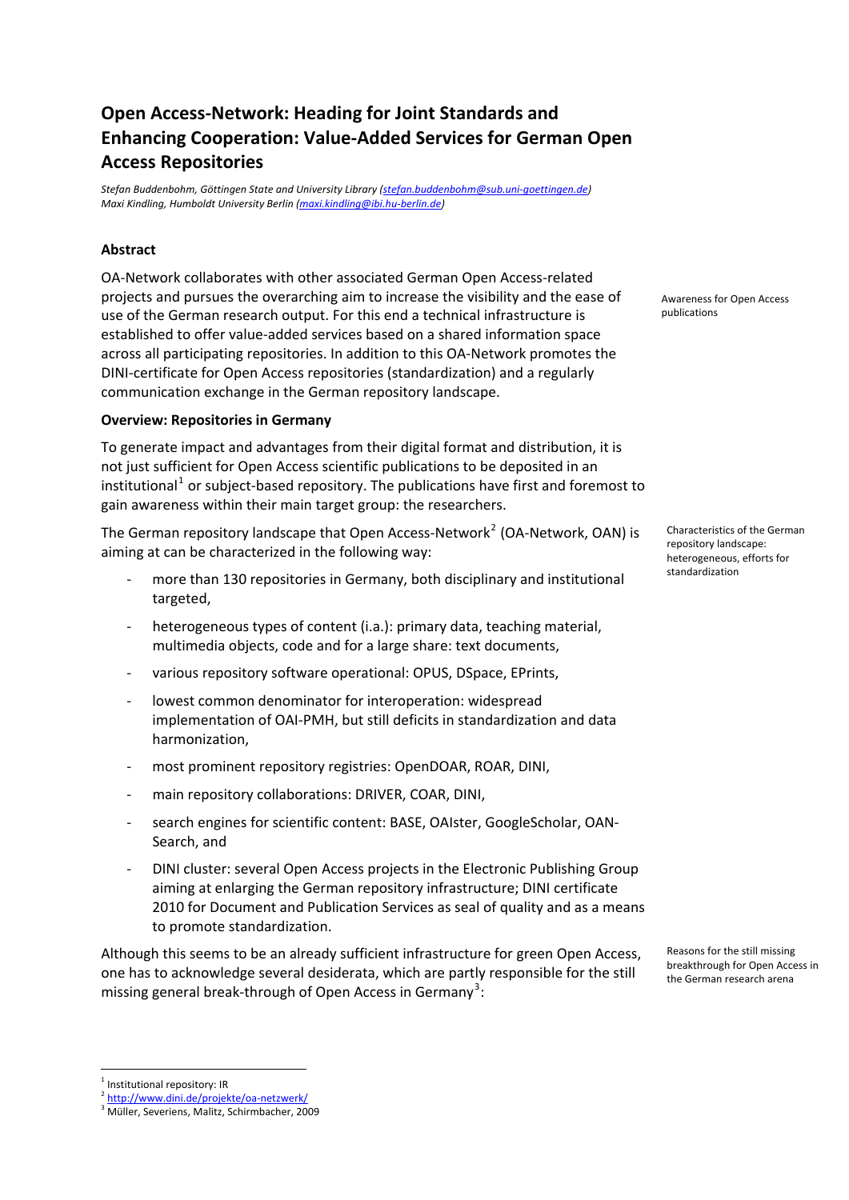# Open Access-Network: Heading for Joint Standards and Enhancing Cooperation: Value-Added Services for German Open Access Repositories

*Stefan Buddenbohm, Göttingen State and University Library (stefan.buddenbohm@sub.uni-goettingen.de)*
*Maxi Kindling, Humboldt University Berlin (maxi.kindling@ibi.hu-berlin.de)*

## Abstract

Awareness for Open Access publications

OA-Network collaborates with other associated German Open Access-related projects and pursues the overarching aim to increase the visibility and the ease of use of the German research output. For this end a technical infrastructure is established to offer value-added services based on a shared information space across all participating repositories. In addition to this OA-Network promotes the DINI-certificate for Open Access repositories (standardization) and a regularly communication exchange in the German repository landscape.

## Overview: Repositories in Germany

To generate impact and advantages from their digital format and distribution, it is not just sufficient for Open Access scientific publications to be deposited in an institutional[1] or subject-based repository. The publications have first and foremost to gain awareness within their main target group: the researchers.

Characteristics of the German repository landscape: heterogeneous, efforts for standardization

The German repository landscape that Open Access-Network[2] (OA-Network, OAN) is aiming at can be characterized in the following way:

- more than 130 repositories in Germany, both disciplinary and institutional targeted,
- heterogeneous types of content (i.a.): primary data, teaching material, multimedia objects, code and for a large share: text documents,
- various repository software operational: OPUS, DSpace, EPrints,
- lowest common denominator for interoperation: widespread implementation of OAI-PMH, but still deficits in standardization and data harmonization,
- most prominent repository registries: OpenDOAR, ROAR, DINI,
- main repository collaborations: DRIVER, COAR, DINI,
- search engines for scientific content: BASE, OAIster, GoogleScholar, OAN-Search, and
- DINI cluster: several Open Access projects in the Electronic Publishing Group aiming at enlarging the German repository infrastructure; DINI certificate 2010 for Document and Publication Services as seal of quality and as a means to promote standardization.

Reasons for the still missing breakthrough for Open Access in the German research arena

Although this seems to be an already sufficient infrastructure for green Open Access, one has to acknowledge several desiderata, which are partly responsible for the still missing general break-through of Open Access in Germany[3]:

---

[1] Institutional repository: IR
[2] http://www.dini.de/projekte/oa-netzwerk/
[3] Müller, Severiens, Malitz, Schirmbacher, 2009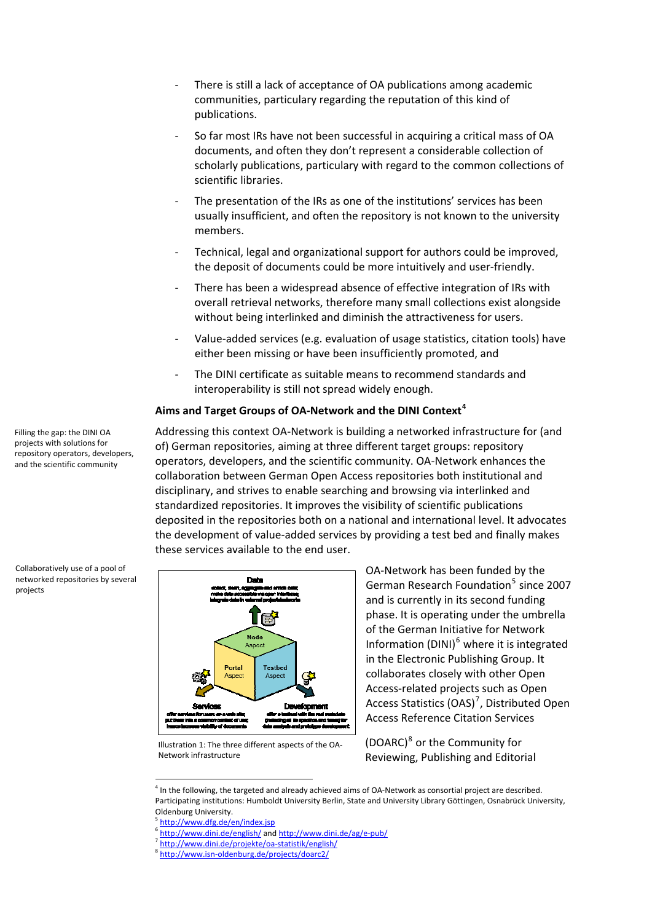- There is still a lack of acceptance of OA publications among academic communities, particulary regarding the reputation of this kind of publications.
- So far most IRs have not been successful in acquiring a critical mass of OA documents, and often they don't represent a considerable collection of scholarly publications, particulary with regard to the common collections of scientific libraries.
- The presentation of the IRs as one of the institutions' services has been usually insufficient, and often the repository is not known to the university members.
- Technical, legal and organizational support for authors could be improved, the deposit of documents could be more intuitively and user-friendly.
- There has been a widespread absence of effective integration of IRs with overall retrieval networks, therefore many small collections exist alongside without being interlinked and diminish the attractiveness for users.
- Value-added services (e.g. evaluation of usage statistics, citation tools) have either been missing or have been insufficiently promoted, and
- The DINI certificate as suitable means to recommend standards and interoperability is still not spread widely enough.

### Aims and Target Groups of OA-Network and the DINI Context[4]

Filling the gap: the DINI OA projects with solutions for repository operators, developers, and the scientific community

Addressing this context OA-Network is building a networked infrastructure for (and of) German repositories, aiming at three different target groups: repository operators, developers, and the scientific community. OA-Network enhances the collaboration between German Open Access repositories both institutional and disciplinary, and strives to enable searching and browsing via interlinked and standardized repositories. It improves the visibility of scientific publications deposited in the repositories both on a national and international level. It advocates the development of value-added services by providing a test bed and finally makes these services available to the end user.

Collaboratively use of a pool of networked repositories by several projects

Illustration 1: The three different aspects of the OA-Network infrastructure

OA-Network has been funded by the German Research Foundation[5] since 2007 and is currently in its second funding phase. It is operating under the umbrella of the German Initiative for Network Information (DINI)[6] where it is integrated in the Electronic Publishing Group. It collaborates closely with other Open Access-related projects such as Open Access Statistics (OAS)[7], Distributed Open Access Reference Citation Services

(DOARC)[8] or the Community for Reviewing, Publishing and Editorial

---

[4] In the following, the targeted and already achieved aims of OA-Network as consortial project are described. Participating institutions: Humboldt University Berlin, State and University Library Göttingen, Osnabrück University, Oldenburg University.

[5] http://www.dfg.de/en/index.jsp

[6] http://www.dini.de/english/ and http://www.dini.de/ag/e-pub/

[7] http://www.dini.de/projekte/oa-statistik/english/

[8] http://www.isn-oldenburg.de/projects/doarc2/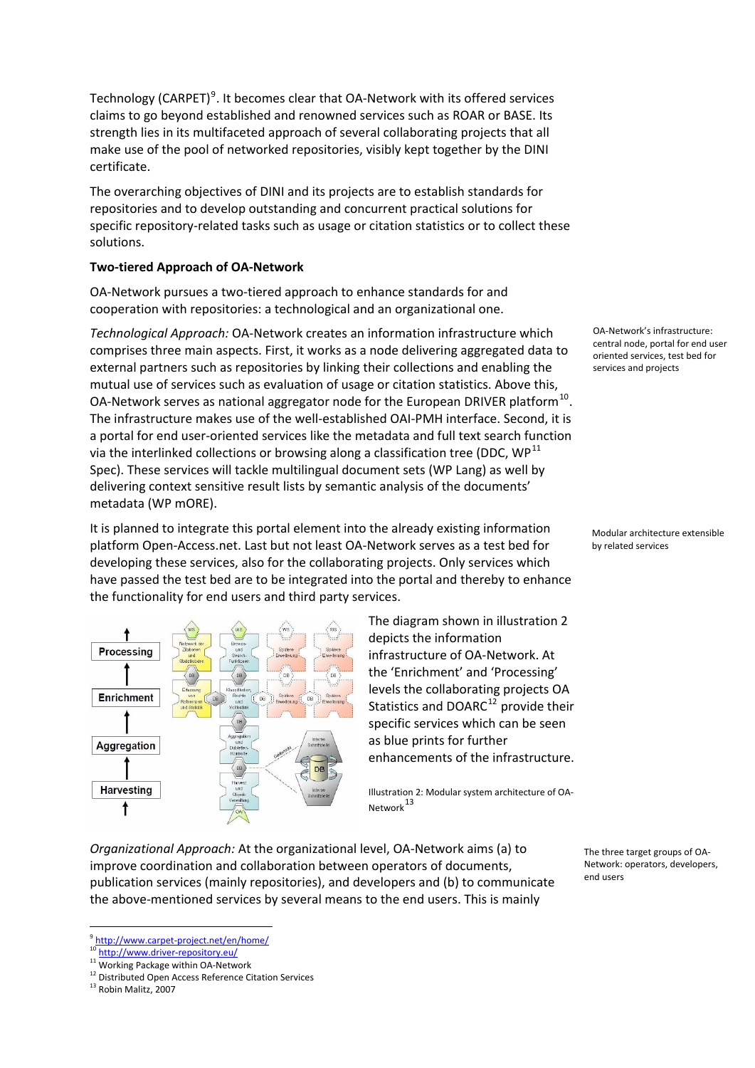Technology (CARPET)[9]. It becomes clear that OA-Network with its offered services claims to go beyond established and renowned services such as ROAR or BASE. Its strength lies in its multifaceted approach of several collaborating projects that all make use of the pool of networked repositories, visibly kept together by the DINI certificate.

The overarching objectives of DINI and its projects are to establish standards for repositories and to develop outstanding and concurrent practical solutions for specific repository-related tasks such as usage or citation statistics or to collect these solutions.

### Two-tiered Approach of OA-Network

OA-Network pursues a two-tiered approach to enhance standards for and cooperation with repositories: a technological and an organizational one.

OA-Network's infrastructure: central node, portal for end user oriented services, test bed for services and projects

*Technological Approach:* OA-Network creates an information infrastructure which comprises three main aspects. First, it works as a node delivering aggregated data to external partners such as repositories by linking their collections and enabling the mutual use of services such as evaluation of usage or citation statistics. Above this, OA-Network serves as national aggregator node for the European DRIVER platform[10]. The infrastructure makes use of the well-established OAI-PMH interface. Second, it is a portal for end user-oriented services like the metadata and full text search function via the interlinked collections or browsing along a classification tree (DDC, WP[11] Spec). These services will tackle multilingual document sets (WP Lang) as well by delivering context sensitive result lists by semantic analysis of the documents' metadata (WP mORE).

Modular architecture extensible by related services

It is planned to integrate this portal element into the already existing information platform Open-Access.net. Last but not least OA-Network serves as a test bed for developing these services, also for the collaborating projects. Only services which have passed the test bed are to be integrated into the portal and thereby to enhance the functionality for end users and third party services.

The diagram shown in illustration 2 depicts the information infrastructure of OA-Network. At the 'Enrichment' and 'Processing' levels the collaborating projects OA Statistics and DOARC[12] provide their specific services which can be seen as blue prints for further enhancements of the infrastructure.

Illustration 2: Modular system architecture of OA-Network[13]

The three target groups of OA-Network: operators, developers, end users

*Organizational Approach:* At the organizational level, OA-Network aims (a) to improve coordination and collaboration between operators of documents, publication services (mainly repositories), and developers and (b) to communicate the above-mentioned services by several means to the end users. This is mainly

[9] http://www.carpet-project.net/en/home/
[10] http://www.driver-repository.eu/
[11] Working Package within OA-Network
[12] Distributed Open Access Reference Citation Services
[13] Robin Malitz, 2007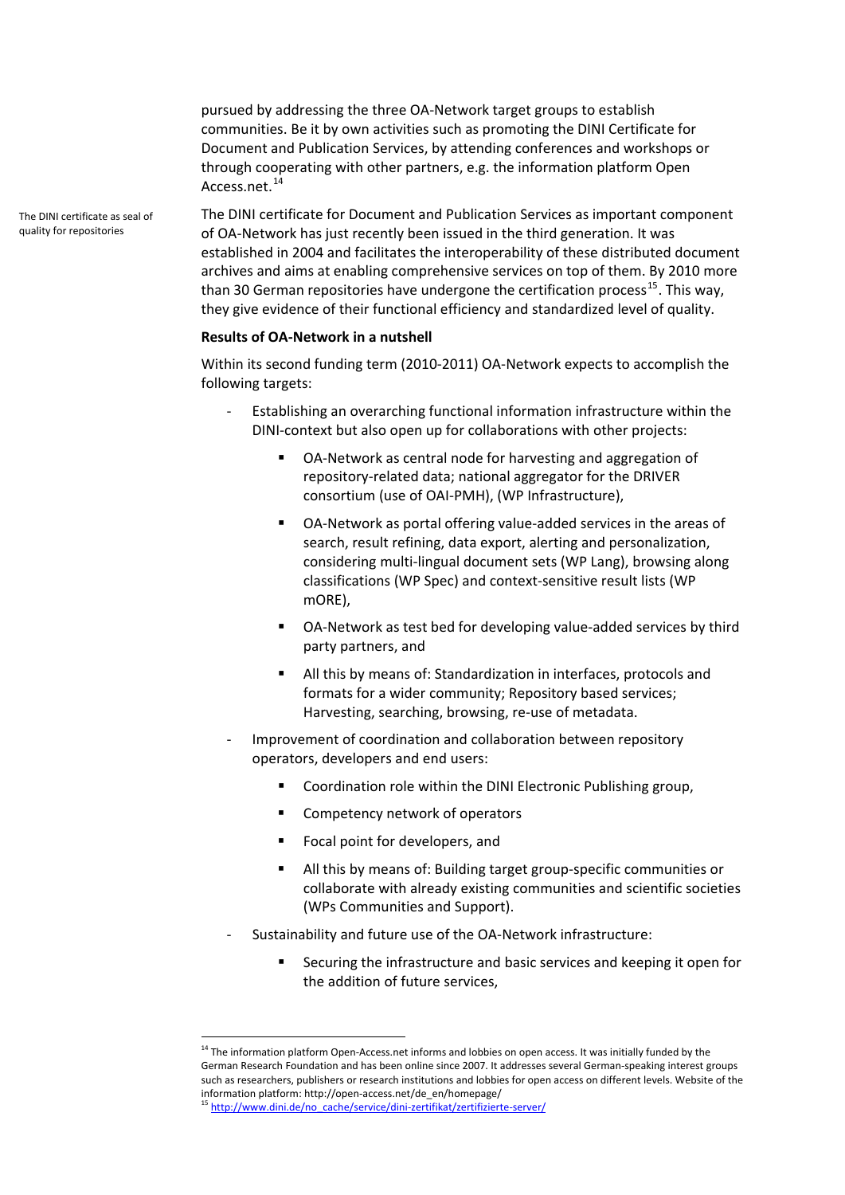pursued by addressing the three OA-Network target groups to establish communities. Be it by own activities such as promoting the DINI Certificate for Document and Publication Services, by attending conferences and workshops or through cooperating with other partners, e.g. the information platform Open Access.net.[14]

The DINI certificate as seal of quality for repositories

The DINI certificate for Document and Publication Services as important component of OA-Network has just recently been issued in the third generation. It was established in 2004 and facilitates the interoperability of these distributed document archives and aims at enabling comprehensive services on top of them. By 2010 more than 30 German repositories have undergone the certification process[15]. This way, they give evidence of their functional efficiency and standardized level of quality.

**Results of OA-Network in a nutshell**

Within its second funding term (2010-2011) OA-Network expects to accomplish the following targets:

- Establishing an overarching functional information infrastructure within the DINI-context but also open up for collaborations with other projects:
    - OA-Network as central node for harvesting and aggregation of repository-related data; national aggregator for the DRIVER consortium (use of OAI-PMH), (WP Infrastructure),
    - OA-Network as portal offering value-added services in the areas of search, result refining, data export, alerting and personalization, considering multi-lingual document sets (WP Lang), browsing along classifications (WP Spec) and context-sensitive result lists (WP mORE),
    - OA-Network as test bed for developing value-added services by third party partners, and
    - All this by means of: Standardization in interfaces, protocols and formats for a wider community; Repository based services; Harvesting, searching, browsing, re-use of metadata.
- Improvement of coordination and collaboration between repository operators, developers and end users:
    - Coordination role within the DINI Electronic Publishing group,
    - Competency network of operators
    - Focal point for developers, and
    - All this by means of: Building target group-specific communities or collaborate with already existing communities and scientific societies (WPs Communities and Support).
- Sustainability and future use of the OA-Network infrastructure:
    - Securing the infrastructure and basic services and keeping it open for the addition of future services,

[14] The information platform Open-Access.net informs and lobbies on open access. It was initially funded by the German Research Foundation and has been online since 2007. It addresses several German-speaking interest groups such as researchers, publishers or research institutions and lobbies for open access on different levels. Website of the information platform: http://open-access.net/de_en/homepage/

[15] http://www.dini.de/no_cache/service/dini-zertifikat/zertifizierte-server/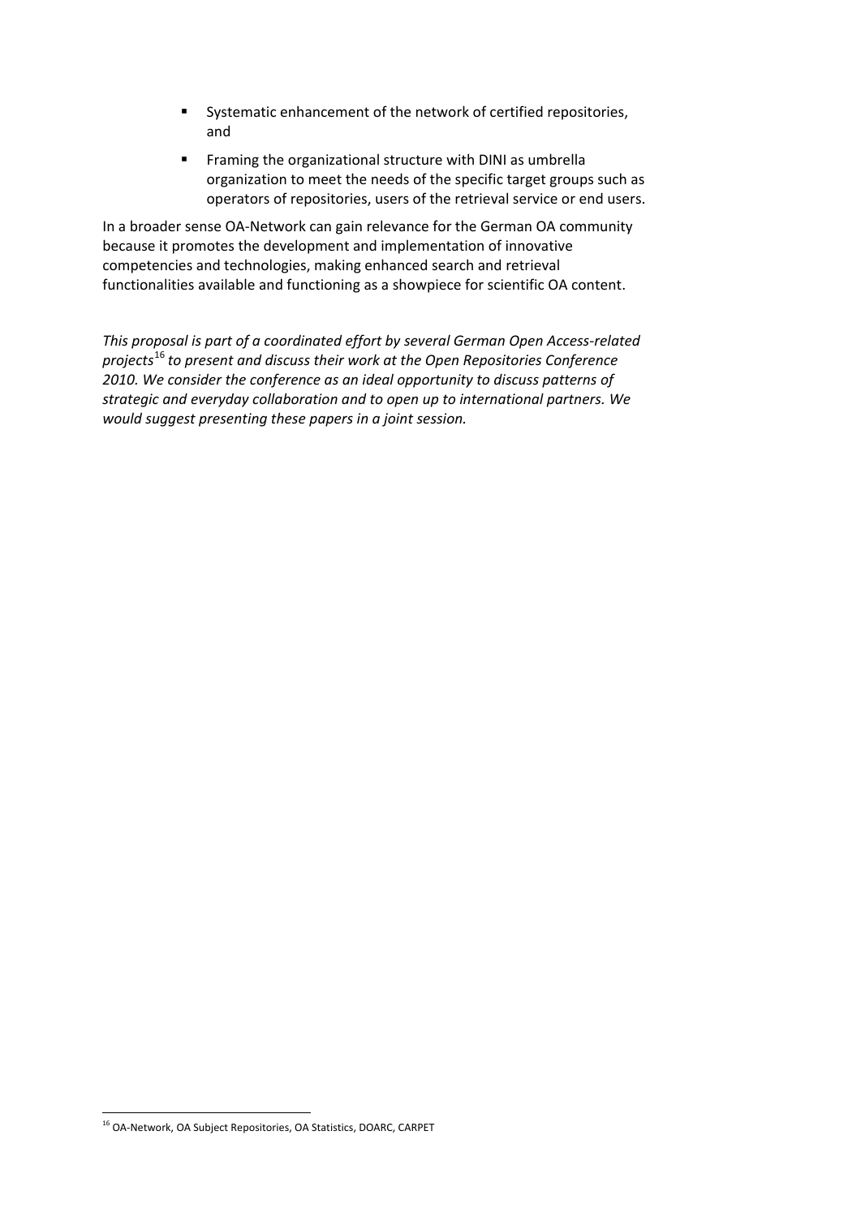- Systematic enhancement of the network of certified repositories, and
- Framing the organizational structure with DINI as umbrella organization to meet the needs of the specific target groups such as operators of repositories, users of the retrieval service or end users.

In a broader sense OA-Network can gain relevance for the German OA community because it promotes the development and implementation of innovative competencies and technologies, making enhanced search and retrieval functionalities available and functioning as a showpiece for scientific OA content.

*This proposal is part of a coordinated effort by several German Open Access-related projects*[16] *to present and discuss their work at the Open Repositories Conference 2010. We consider the conference as an ideal opportunity to discuss patterns of strategic and everyday collaboration and to open up to international partners. We would suggest presenting these papers in a joint session.*

[16] OA-Network, OA Subject Repositories, OA Statistics, DOARC, CARPET